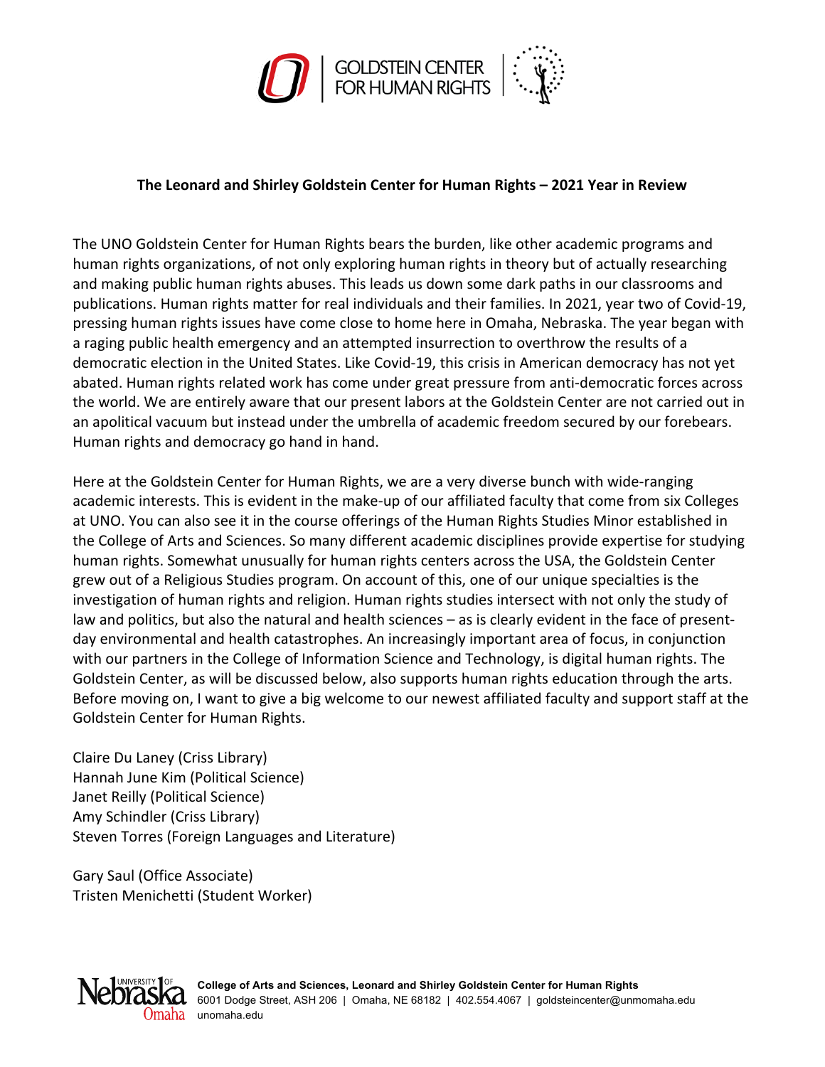**The Leonard and Shirley Goldstein Center for Human Rights – 2021 Year in Review**

The UNO Goldstein Center for Human Rights bears the burden, like other academic programs and human rights organizations, of not only exploring human rights in theory but of actually researching and making public human rights abuses. This leads us down some dark paths in our classrooms and publications. Human rights matter for real individuals and their families. In 2021, year two of Covid-19, pressing human rights issues have come close to home here in Omaha, Nebraska. The year began with a raging public health emergency and an attempted insurrection to overthrow the results of a democratic election in the United States. Like Covid-19, this crisis in American democracy has not yet abated. Human rights related work has come under great pressure from anti-democratic forces across the world. We are entirely aware that our present labors at the Goldstein Center are not carried out in an apolitical vacuum but instead under the umbrella of academic freedom secured by our forebears. Human rights and democracy go hand in hand.

Here at the Goldstein Center for Human Rights, we are a very diverse bunch with wide-ranging academic interests. This is evident in the make-up of our affiliated faculty that come from six Colleges at UNO. You can also see it in the course offerings of the Human Rights Studies Minor established in the College of Arts and Sciences. So many different academic disciplines provide expertise for studying human rights. Somewhat unusually for human rights centers across the USA, the Goldstein Center grew out of a Religious Studies program. On account of this, one of our unique specialties is the investigation of human rights and religion. Human rights studies intersect with not only the study of law and politics, but also the natural and health sciences – as is clearly evident in the face of present-day environmental and health catastrophes. An increasingly important area of focus, in conjunction with our partners in the College of Information Science and Technology, is digital human rights. The Goldstein Center, as will be discussed below, also supports human rights education through the arts. Before moving on, I want to give a big welcome to our newest affiliated faculty and support staff at the Goldstein Center for Human Rights.

Claire Du Laney (Criss Library)
Hannah June Kim (Political Science)
Janet Reilly (Political Science)
Amy Schindler (Criss Library)
Steven Torres (Foreign Languages and Literature)

Gary Saul (Office Associate)
Tristen Menichetti (Student Worker)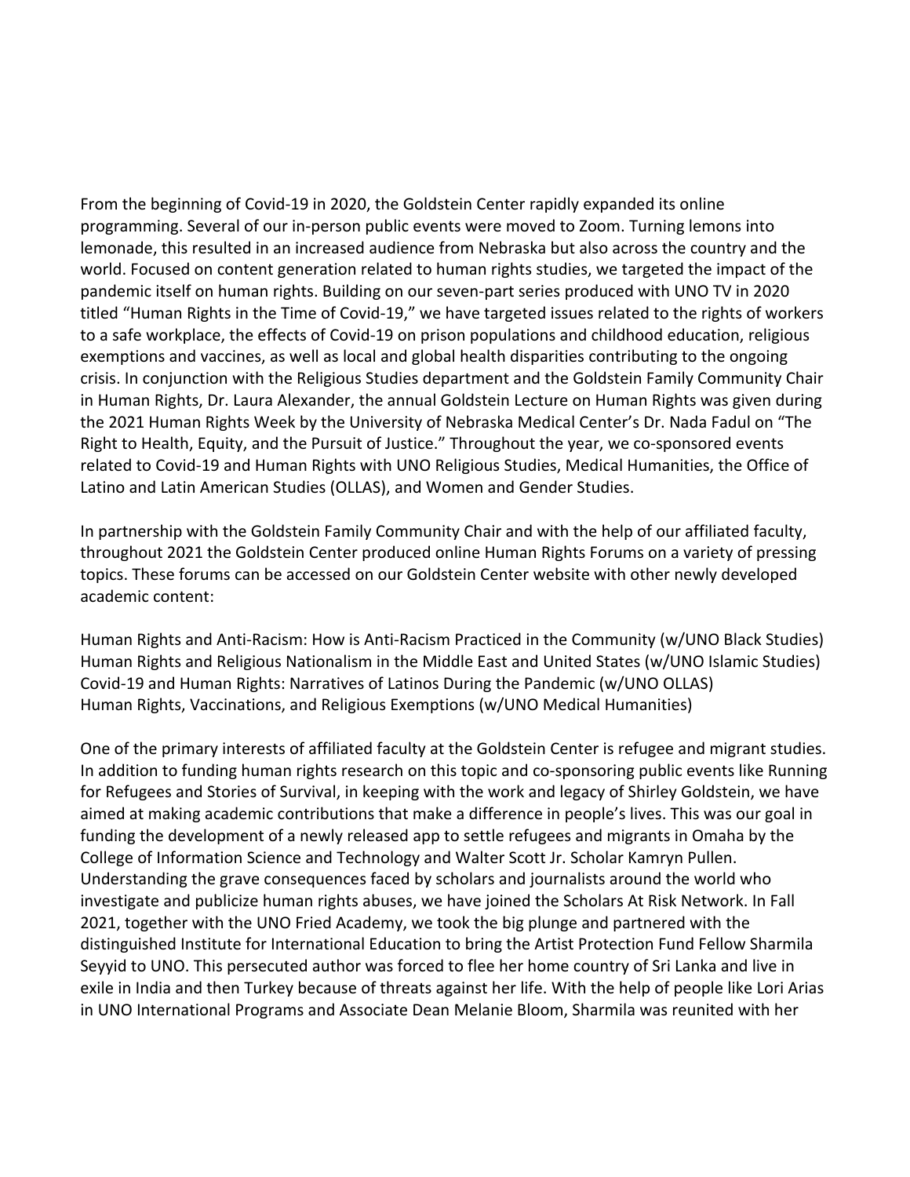From the beginning of Covid-19 in 2020, the Goldstein Center rapidly expanded its online programming. Several of our in-person public events were moved to Zoom. Turning lemons into lemonade, this resulted in an increased audience from Nebraska but also across the country and the world. Focused on content generation related to human rights studies, we targeted the impact of the pandemic itself on human rights. Building on our seven-part series produced with UNO TV in 2020 titled "Human Rights in the Time of Covid-19," we have targeted issues related to the rights of workers to a safe workplace, the effects of Covid-19 on prison populations and childhood education, religious exemptions and vaccines, as well as local and global health disparities contributing to the ongoing crisis. In conjunction with the Religious Studies department and the Goldstein Family Community Chair in Human Rights, Dr. Laura Alexander, the annual Goldstein Lecture on Human Rights was given during the 2021 Human Rights Week by the University of Nebraska Medical Center's Dr. Nada Fadul on "The Right to Health, Equity, and the Pursuit of Justice." Throughout the year, we co-sponsored events related to Covid-19 and Human Rights with UNO Religious Studies, Medical Humanities, the Office of Latino and Latin American Studies (OLLAS), and Women and Gender Studies.

In partnership with the Goldstein Family Community Chair and with the help of our affiliated faculty, throughout 2021 the Goldstein Center produced online Human Rights Forums on a variety of pressing topics. These forums can be accessed on our Goldstein Center website with other newly developed academic content:

Human Rights and Anti-Racism: How is Anti-Racism Practiced in the Community (w/UNO Black Studies)
Human Rights and Religious Nationalism in the Middle East and United States (w/UNO Islamic Studies)
Covid-19 and Human Rights: Narratives of Latinos During the Pandemic (w/UNO OLLAS)
Human Rights, Vaccinations, and Religious Exemptions (w/UNO Medical Humanities)

One of the primary interests of affiliated faculty at the Goldstein Center is refugee and migrant studies. In addition to funding human rights research on this topic and co-sponsoring public events like Running for Refugees and Stories of Survival, in keeping with the work and legacy of Shirley Goldstein, we have aimed at making academic contributions that make a difference in people's lives. This was our goal in funding the development of a newly released app to settle refugees and migrants in Omaha by the College of Information Science and Technology and Walter Scott Jr. Scholar Kamryn Pullen. Understanding the grave consequences faced by scholars and journalists around the world who investigate and publicize human rights abuses, we have joined the Scholars At Risk Network. In Fall 2021, together with the UNO Fried Academy, we took the big plunge and partnered with the distinguished Institute for International Education to bring the Artist Protection Fund Fellow Sharmila Seyyid to UNO. This persecuted author was forced to flee her home country of Sri Lanka and live in exile in India and then Turkey because of threats against her life. With the help of people like Lori Arias in UNO International Programs and Associate Dean Melanie Bloom, Sharmila was reunited with her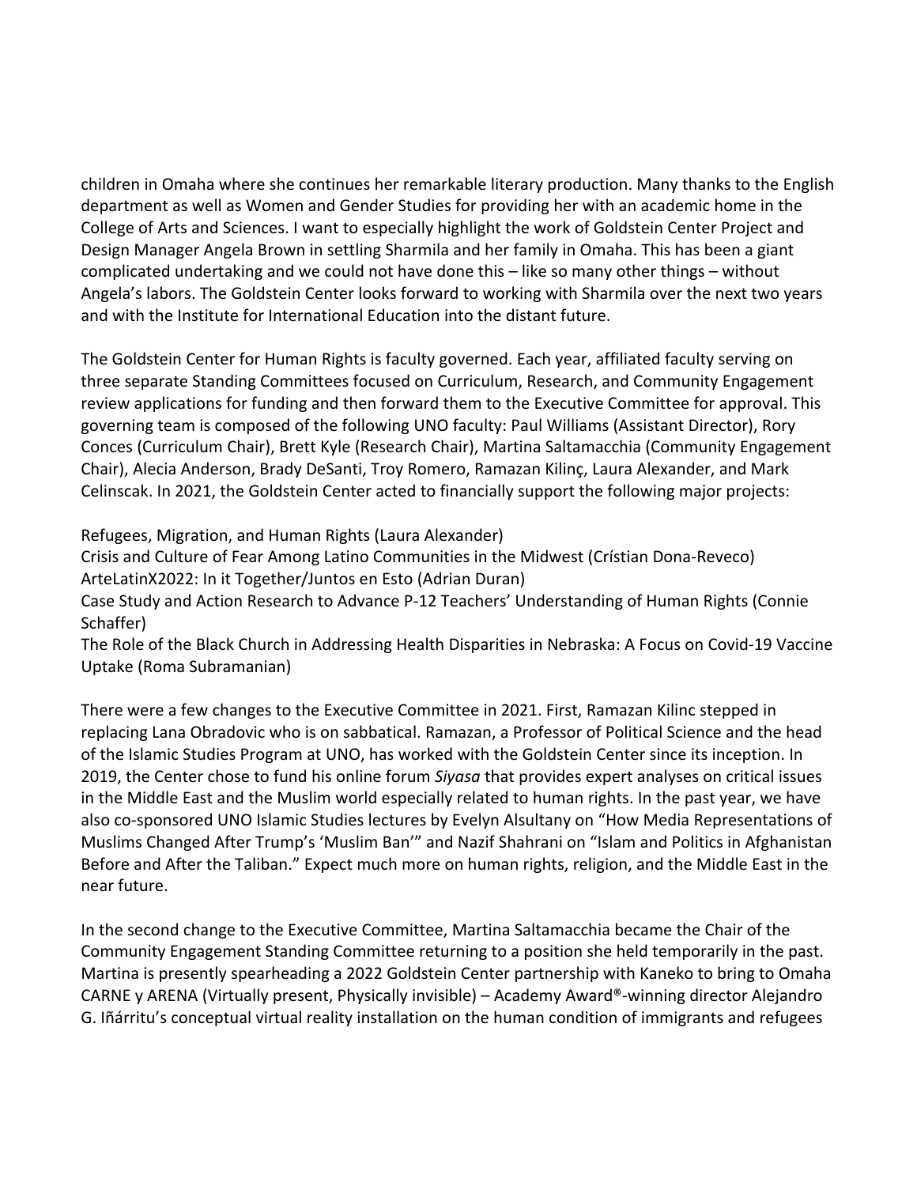children in Omaha where she continues her remarkable literary production. Many thanks to the English department as well as Women and Gender Studies for providing her with an academic home in the College of Arts and Sciences. I want to especially highlight the work of Goldstein Center Project and Design Manager Angela Brown in settling Sharmila and her family in Omaha. This has been a giant complicated undertaking and we could not have done this – like so many other things – without Angela's labors. The Goldstein Center looks forward to working with Sharmila over the next two years and with the Institute for International Education into the distant future.

The Goldstein Center for Human Rights is faculty governed. Each year, affiliated faculty serving on three separate Standing Committees focused on Curriculum, Research, and Community Engagement review applications for funding and then forward them to the Executive Committee for approval. This governing team is composed of the following UNO faculty: Paul Williams (Assistant Director), Rory Conces (Curriculum Chair), Brett Kyle (Research Chair), Martina Saltamacchia (Community Engagement Chair), Alecia Anderson, Brady DeSanti, Troy Romero, Ramazan Kilinç, Laura Alexander, and Mark Celinscak. In 2021, the Goldstein Center acted to financially support the following major projects:

Refugees, Migration, and Human Rights (Laura Alexander)
Crisis and Culture of Fear Among Latino Communities in the Midwest (Crístian Dona-Reveco)
ArteLatinX2022: In it Together/Juntos en Esto (Adrian Duran)
Case Study and Action Research to Advance P-12 Teachers' Understanding of Human Rights (Connie Schaffer)
The Role of the Black Church in Addressing Health Disparities in Nebraska: A Focus on Covid-19 Vaccine Uptake (Roma Subramanian)

There were a few changes to the Executive Committee in 2021. First, Ramazan Kilinc stepped in replacing Lana Obradovic who is on sabbatical. Ramazan, a Professor of Political Science and the head of the Islamic Studies Program at UNO, has worked with the Goldstein Center since its inception. In 2019, the Center chose to fund his online forum *Siyasa* that provides expert analyses on critical issues in the Middle East and the Muslim world especially related to human rights. In the past year, we have also co-sponsored UNO Islamic Studies lectures by Evelyn Alsultany on "How Media Representations of Muslims Changed After Trump's 'Muslim Ban'" and Nazif Shahrani on "Islam and Politics in Afghanistan Before and After the Taliban." Expect much more on human rights, religion, and the Middle East in the near future.

In the second change to the Executive Committee, Martina Saltamacchia became the Chair of the Community Engagement Standing Committee returning to a position she held temporarily in the past. Martina is presently spearheading a 2022 Goldstein Center partnership with Kaneko to bring to Omaha CARNE y ARENA (Virtually present, Physically invisible) – Academy Award®-winning director Alejandro G. Iñárritu's conceptual virtual reality installation on the human condition of immigrants and refugees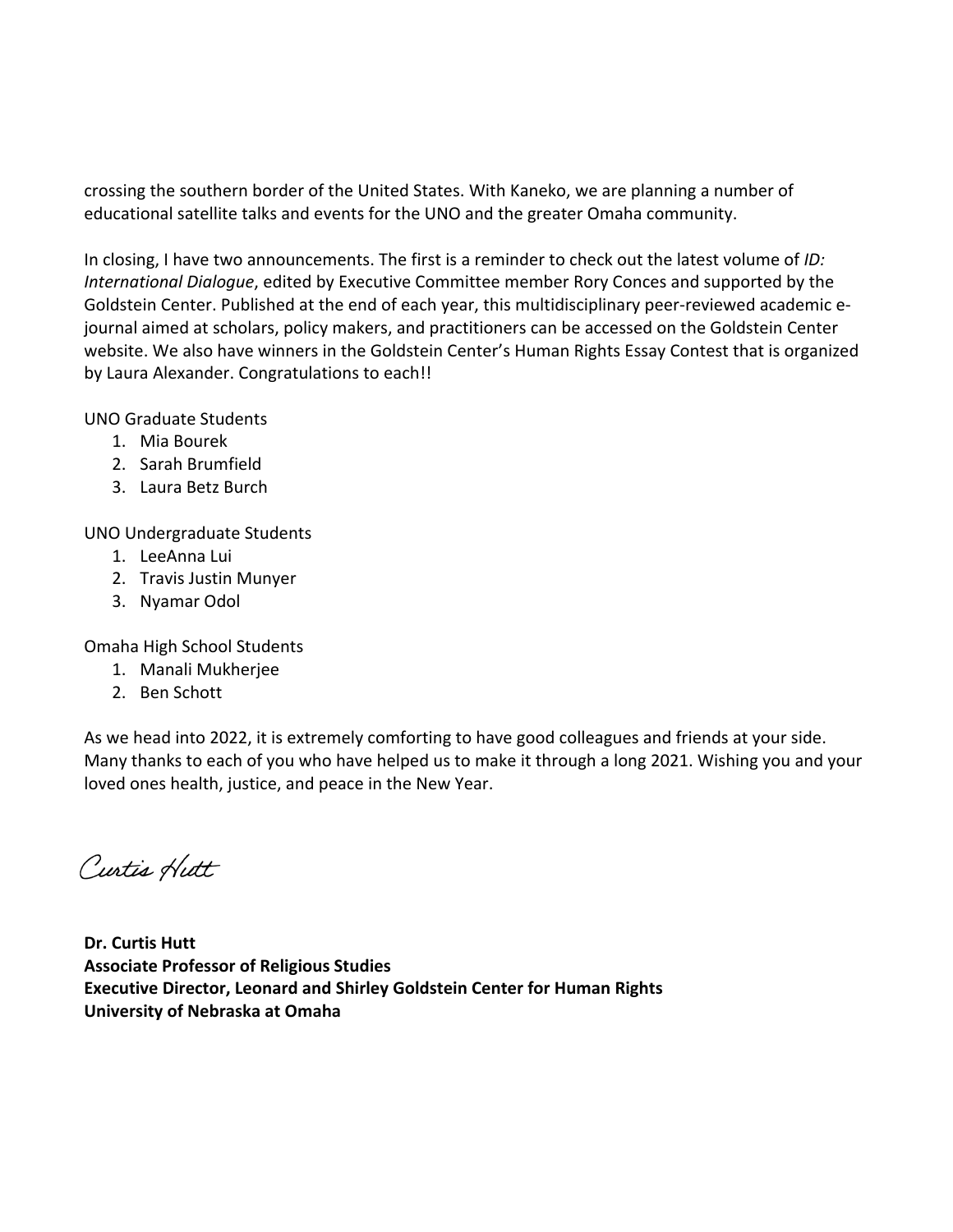crossing the southern border of the United States. With Kaneko, we are planning a number of educational satellite talks and events for the UNO and the greater Omaha community.

In closing, I have two announcements. The first is a reminder to check out the latest volume of *ID: International Dialogue*, edited by Executive Committee member Rory Conces and supported by the Goldstein Center. Published at the end of each year, this multidisciplinary peer-reviewed academic e-journal aimed at scholars, policy makers, and practitioners can be accessed on the Goldstein Center website. We also have winners in the Goldstein Center's Human Rights Essay Contest that is organized by Laura Alexander. Congratulations to each!!

UNO Graduate Students

1. Mia Bourek
2. Sarah Brumfield
3. Laura Betz Burch

UNO Undergraduate Students

1. LeeAnna Lui
2. Travis Justin Munyer
3. Nyamar Odol

Omaha High School Students

1. Manali Mukherjee
2. Ben Schott

As we head into 2022, it is extremely comforting to have good colleagues and friends at your side. Many thanks to each of you who have helped us to make it through a long 2021. Wishing you and your loved ones health, justice, and peace in the New Year.

Curtis Hutt

**Dr. Curtis Hutt**
**Associate Professor of Religious Studies**
**Executive Director, Leonard and Shirley Goldstein Center for Human Rights**
**University of Nebraska at Omaha**